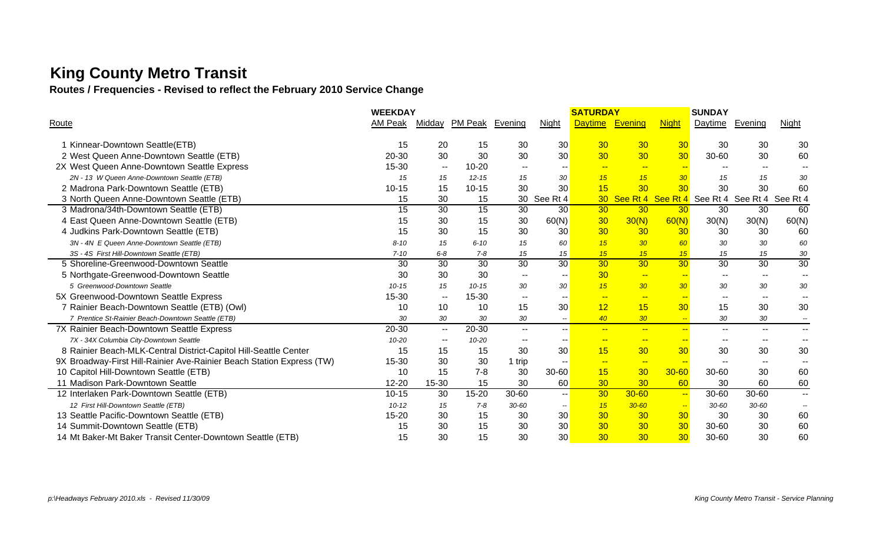# King County Metro Transit

## Routes / Frequencies - Revised to reflect the February 2010 Service Change

| Route | WEEKDAY AM Peak | Midday | PM Peak | Evening | Night | SATURDAY Daytime | Evening | Night | SUNDAY Daytime | Evening | Night |
|---|---|---|---|---|---|---|---|---|---|---|---|
| 1 Kinnear-Downtown Seattle(ETB) | 15 | 20 | 15 | 30 | 30 | 30 | 30 | 30 | 30 | 30 | 30 |
| 2 West Queen Anne-Downtown Seattle (ETB) | 20-30 | 30 | 30 | 30 | 30 | 30 | 30 | 30 | 30-60 | 30 | 60 |
| 2X West Queen Anne-Downtown Seattle Express | 15-30 | -- | 10-20 | -- | -- | -- | -- | -- | -- | -- | -- |
| *2N - 13 W Queen Anne-Downtown Seattle (ETB)* | *15* | *15* | *12-15* | *15* | *30* | *15* | *15* | *30* | *15* | *15* | *30* |
| 2 Madrona Park-Downtown Seattle (ETB) | 10-15 | 15 | 10-15 | 30 | 30 | 15 | 30 | 30 | 30 | 30 | 60 |
| 3 North Queen Anne-Downtown Seattle (ETB) | 15 | 30 | 15 | 30 | See Rt 4 | 30 | See Rt 4 | See Rt 4 | See Rt 4 | See Rt 4 | See Rt 4 |
| 3 Madrona/34th-Downtown Seattle (ETB) | 15 | 30 | 15 | 30 | 30 | 30 | 30 | 30 | 30 | 30 | 60 |
| 4 East Queen Anne-Downtown Seattle (ETB) | 15 | 30 | 15 | 30 | 60(N) | 30 | 30(N) | 60(N) | 30(N) | 30(N) | 60(N) |
| 4 Judkins Park-Downtown Seattle (ETB) | 15 | 30 | 15 | 30 | 30 | 30 | 30 | 30 | 30 | 30 | 60 |
| *3N - 4N E Queen Anne-Downtown Seattle (ETB)* | *8-10* | *15* | *6-10* | *15* | *60* | *15* | *30* | *60* | *30* | *30* | *60* |
| *3S - 4S First Hill-Downtown Seattle (ETB)* | *7-10* | *6-8* | *7-8* | *15* | *15* | *15* | *15* | *15* | *15* | *15* | *30* |
| 5 Shoreline-Greenwood-Downtown Seattle | 30 | 30 | 30 | 30 | 30 | 30 | 30 | 30 | 30 | 30 | 30 |
| 5 Northgate-Greenwood-Downtown Seattle | 30 | 30 | 30 | -- | -- | 30 | -- | -- | -- | -- | -- |
| *5 Greenwood-Downtown Seattle* | *10-15* | *15* | *10-15* | *30* | *30* | *15* | *30* | *30* | *30* | *30* | *30* |
| 5X Greenwood-Downtown Seattle Express | 15-30 | -- | 15-30 | -- | -- | -- | -- | -- | -- | -- | -- |
| 7 Rainier Beach-Downtown Seattle (ETB) (Owl) | 10 | 10 | 10 | 15 | 30 | 12 | 15 | 30 | 15 | 30 | 30 |
| *7 Prentice St-Rainier Beach-Downtown Seattle (ETB)* | *30* | *30* | *30* | *30* | *--* | *40* | *30* | *--* | *30* | *30* | *--* |
| 7X Rainier Beach-Downtown Seattle Express | 20-30 | -- | 20-30 | -- | -- | -- | -- | -- | -- | -- | -- |
| *7X - 34X Columbia City-Downtown Seattle* | *10-20* | *--* | *10-20* | *--* | *--* | *--* | *--* | *--* | *--* | *--* | *--* |
| 8 Rainier Beach-MLK-Central District-Capitol Hill-Seattle Center | 15 | 15 | 15 | 30 | 30 | 15 | 30 | 30 | 30 | 30 | 30 |
| 9X Broadway-First Hill-Rainier Ave-Rainier Beach Station Express (TW) | 15-30 | 30 | 30 | 1 trip | -- | -- | -- | -- | -- | -- | -- |
| 10 Capitol Hill-Downtown Seattle (ETB) | 10 | 15 | 7-8 | 30 | 30-60 | 15 | 30 | 30-60 | 30-60 | 30 | 60 |
| 11 Madison Park-Downtown Seattle | 12-20 | 15-30 | 15 | 30 | 60 | 30 | 30 | 60 | 30 | 60 | 60 |
| 12 Interlaken Park-Downtown Seattle (ETB) | 10-15 | 30 | 15-20 | 30-60 | -- | 30 | 30-60 | -- | 30-60 | 30-60 | -- |
| *12 First Hill-Downtown Seattle (ETB)* | *10-12* | *15* | *7-8* | *30-60* | *--* | *15* | *30-60* | *--* | *30-60* | *30-60* | *--* |
| 13 Seattle Pacific-Downtown Seattle (ETB) | 15-20 | 30 | 15 | 30 | 30 | 30 | 30 | 30 | 30 | 30 | 60 |
| 14 Summit-Downtown Seattle (ETB) | 15 | 30 | 15 | 30 | 30 | 30 | 30 | 30 | 30-60 | 30 | 60 |
| 14 Mt Baker-Mt Baker Transit Center-Downtown Seattle (ETB) | 15 | 30 | 15 | 30 | 30 | 30 | 30 | 30 | 30-60 | 30 | 60 |

*p:\Headways February 2010.xls - Revised 11/30/09*

*King County Metro Transit - Service Planning*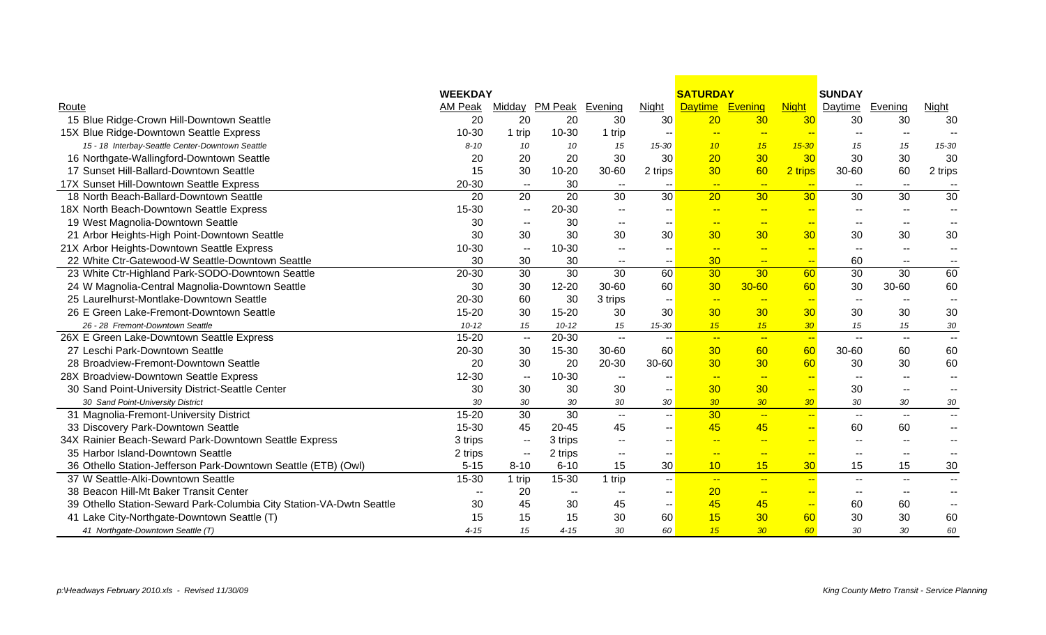| Route | WEEKDAY | | | | | SATURDAY | | | SUNDAY | | |
|---|---|---|---|---|---|---|---|---|---|---|---|
| | AM Peak | Midday | PM Peak | Evening | Night | Daytime | Evening | Night | Daytime | Evening | Night |
| 15 Blue Ridge-Crown Hill-Downtown Seattle | 20 | 20 | 20 | 30 | 30 | 20 | 30 | 30 | 30 | 30 | 30 |
| 15X Blue Ridge-Downtown Seattle Express | 10-30 | 1 trip | 10-30 | 1 trip | -- | -- | -- | -- | -- | -- | -- |
| *15 - 18 Interbay-Seattle Center-Downtown Seattle* | *8-10* | *10* | *10* | *15* | *15-30* | *10* | *15* | *15-30* | *15* | *15* | *15-30* |
| 16 Northgate-Wallingford-Downtown Seattle | 20 | 20 | 20 | 30 | 30 | 20 | 30 | 30 | 30 | 30 | 30 |
| 17 Sunset Hill-Ballard-Downtown Seattle | 15 | 30 | 10-20 | 30-60 | 2 trips | 30 | 60 | 2 trips | 30-60 | 60 | 2 trips |
| 17X Sunset Hill-Downtown Seattle Express | 20-30 | -- | 30 | -- | -- | -- | -- | -- | -- | -- | -- |
| 18 North Beach-Ballard-Downtown Seattle | 20 | 20 | 20 | 30 | 30 | 20 | 30 | 30 | 30 | 30 | 30 |
| 18X North Beach-Downtown Seattle Express | 15-30 | -- | 20-30 | -- | -- | -- | -- | -- | -- | -- | -- |
| 19 West Magnolia-Downtown Seattle | 30 | -- | 30 | -- | -- | -- | -- | -- | -- | -- | -- |
| 21 Arbor Heights-High Point-Downtown Seattle | 30 | 30 | 30 | 30 | 30 | 30 | 30 | 30 | 30 | 30 | 30 |
| 21X Arbor Heights-Downtown Seattle Express | 10-30 | -- | 10-30 | -- | -- | -- | -- | -- | -- | -- | -- |
| 22 White Ctr-Gatewood-W Seattle-Downtown Seattle | 30 | 30 | 30 | -- | -- | 30 | -- | -- | 60 | -- | -- |
| 23 White Ctr-Highland Park-SODO-Downtown Seattle | 20-30 | 30 | 30 | 30 | 60 | 30 | 30 | 60 | 30 | 30 | 60 |
| 24 W Magnolia-Central Magnolia-Downtown Seattle | 30 | 30 | 12-20 | 30-60 | 60 | 30 | 30-60 | 60 | 30 | 30-60 | 60 |
| 25 Laurelhurst-Montlake-Downtown Seattle | 20-30 | 60 | 30 | 3 trips | -- | -- | -- | -- | -- | -- | -- |
| 26 E Green Lake-Fremont-Downtown Seattle | 15-20 | 30 | 15-20 | 30 | 30 | 30 | 30 | 30 | 30 | 30 | 30 |
| *26 - 28 Fremont-Downtown Seattle* | *10-12* | *15* | *10-12* | *15* | *15-30* | *15* | *15* | *30* | *15* | *15* | *30* |
| 26X E Green Lake-Downtown Seattle Express | 15-20 | -- | 20-30 | -- | -- | -- | -- | -- | -- | -- | -- |
| 27 Leschi Park-Downtown Seattle | 20-30 | 30 | 15-30 | 30-60 | 60 | 30 | 60 | 60 | 30-60 | 60 | 60 |
| 28 Broadview-Fremont-Downtown Seattle | 20 | 30 | 20 | 20-30 | 30-60 | 30 | 30 | 60 | 30 | 30 | 60 |
| 28X Broadview-Downtown Seattle Express | 12-30 | -- | 10-30 | -- | -- | -- | -- | -- | -- | -- | -- |
| 30 Sand Point-University District-Seattle Center | 30 | 30 | 30 | 30 | -- | 30 | 30 | -- | 30 | -- | -- |
| *30 Sand Point-University District* | *30* | *30* | *30* | *30* | *30* | *30* | *30* | *30* | *30* | *30* | *30* |
| 31 Magnolia-Fremont-University District | 15-20 | 30 | 30 | -- | -- | 30 | -- | -- | -- | -- | -- |
| 33 Discovery Park-Downtown Seattle | 15-30 | 45 | 20-45 | 45 | -- | 45 | 45 | -- | 60 | 60 | -- |
| 34X Rainier Beach-Seward Park-Downtown Seattle Express | 3 trips | -- | 3 trips | -- | -- | -- | -- | -- | -- | -- | -- |
| 35 Harbor Island-Downtown Seattle | 2 trips | -- | 2 trips | -- | -- | -- | -- | -- | -- | -- | -- |
| 36 Othello Station-Jefferson Park-Downtown Seattle (ETB) (Owl) | 5-15 | 8-10 | 6-10 | 15 | 30 | 10 | 15 | 30 | 15 | 15 | 30 |
| 37 W Seattle-Alki-Downtown Seattle | 15-30 | 1 trip | 15-30 | 1 trip | -- | -- | -- | -- | -- | -- | -- |
| 38 Beacon Hill-Mt Baker Transit Center | -- | 20 | -- | -- | -- | 20 | -- | -- | -- | -- | -- |
| 39 Othello Station-Seward Park-Columbia City Station-VA-Dwtn Seattle | 30 | 45 | 30 | 45 | -- | 45 | 45 | -- | 60 | 60 | -- |
| 41 Lake City-Northgate-Downtown Seattle (T) | 15 | 15 | 15 | 30 | 60 | 15 | 30 | 60 | 30 | 30 | 60 |
| *41 Northgate-Downtown Seattle (T)* | *4-15* | *15* | *4-15* | *30* | *60* | *15* | *30* | *60* | *30* | *30* | *60* |

*p:\Headways February 2010.xls - Revised 11/30/09*

*King County Metro Transit - Service Planning*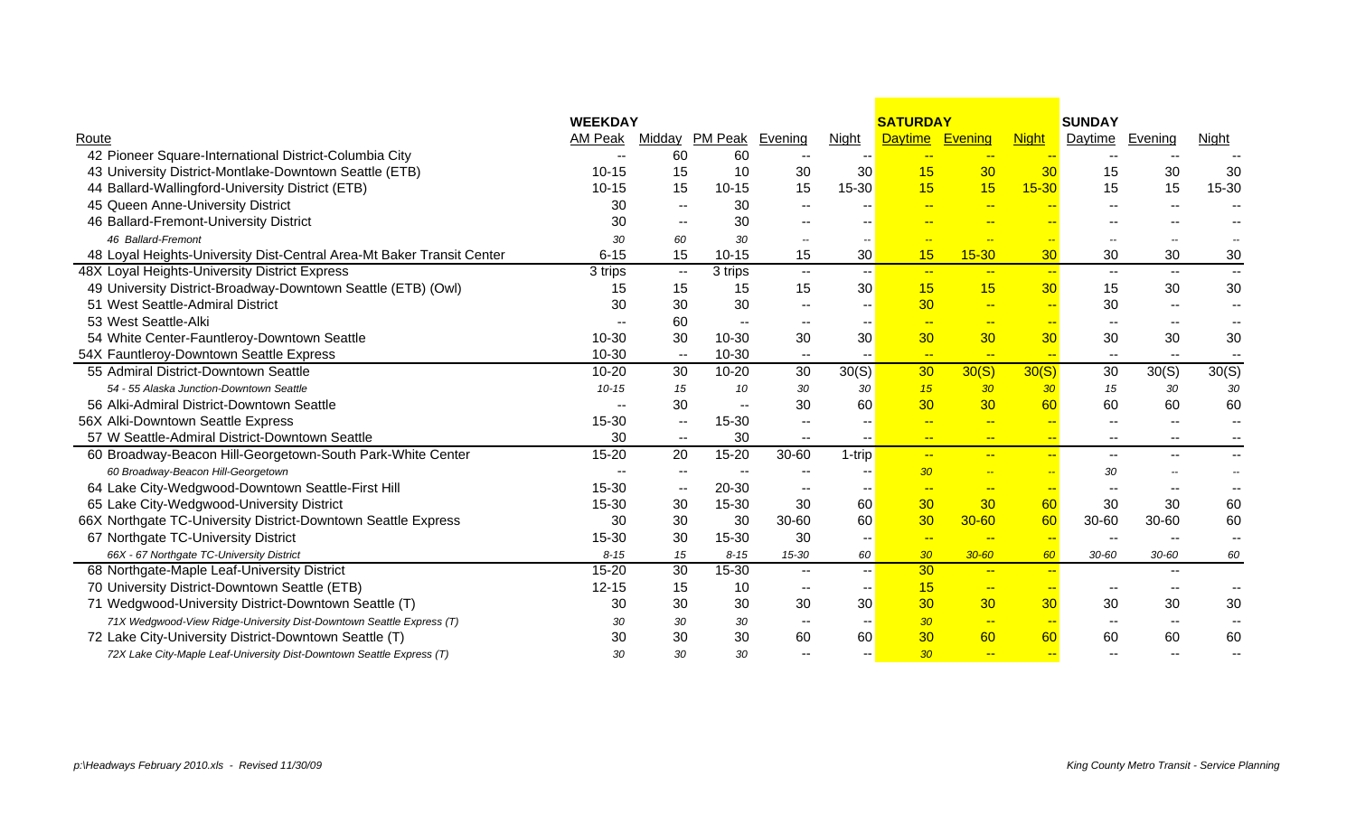| Route | WEEKDAY AM Peak | Midday | PM Peak | Evening | Night | SATURDAY Daytime | Evening | Night | SUNDAY Daytime | Evening | Night |
|---|---|---|---|---|---|---|---|---|---|---|---|
| 42 Pioneer Square-International District-Columbia City | -- | 60 | 60 | -- | -- | -- | -- | -- | -- | -- | -- |
| 43 University District-Montlake-Downtown Seattle (ETB) | 10-15 | 15 | 10 | 30 | 30 | 15 | 30 | 30 | 15 | 30 | 30 |
| 44 Ballard-Wallingford-University District (ETB) | 10-15 | 15 | 10-15 | 15 | 15-30 | 15 | 15 | 15-30 | 15 | 15 | 15-30 |
| 45 Queen Anne-University District | 30 | -- | 30 | -- | -- | -- | -- | -- | -- | -- | -- |
| 46 Ballard-Fremont-University District | 30 | -- | 30 | -- | -- | -- | -- | -- | -- | -- | -- |
| *46 Ballard-Fremont* | *30* | *60* | *30* | -- | -- | -- | -- | -- | -- | -- | -- |
| 48 Loyal Heights-University Dist-Central Area-Mt Baker Transit Center | 6-15 | 15 | 10-15 | 15 | 30 | 15 | 15-30 | 30 | 30 | 30 | 30 |
| 48X Loyal Heights-University District Express | 3 trips | -- | 3 trips | -- | -- | -- | -- | -- | -- | -- | -- |
| 49 University District-Broadway-Downtown Seattle (ETB) (Owl) | 15 | 15 | 15 | 15 | 30 | 15 | 15 | 30 | 15 | 30 | 30 |
| 51 West Seattle-Admiral District | 30 | 30 | 30 | -- | -- | 30 | -- | -- | 30 | -- | -- |
| 53 West Seattle-Alki | -- | 60 | -- | -- | -- | -- | -- | -- | -- | -- | -- |
| 54 White Center-Fauntleroy-Downtown Seattle | 10-30 | 30 | 10-30 | 30 | 30 | 30 | 30 | 30 | 30 | 30 | 30 |
| 54X Fauntleroy-Downtown Seattle Express | 10-30 | -- | 10-30 | -- | -- | -- | -- | -- | -- | -- | -- |
| 55 Admiral District-Downtown Seattle | 10-20 | 30 | 10-20 | 30 | 30(S) | 30 | 30(S) | 30(S) | 30 | 30(S) | 30(S) |
| *54 - 55 Alaska Junction-Downtown Seattle* | *10-15* | *15* | *10* | *30* | *30* | *15* | *30* | *30* | *15* | *30* | *30* |
| 56 Alki-Admiral District-Downtown Seattle | -- | 30 | -- | 30 | 60 | 30 | 30 | 60 | 60 | 60 | 60 |
| 56X Alki-Downtown Seattle Express | 15-30 | -- | 15-30 | -- | -- | -- | -- | -- | -- | -- | -- |
| 57 W Seattle-Admiral District-Downtown Seattle | 30 | -- | 30 | -- | -- | -- | -- | -- | -- | -- | -- |
| 60 Broadway-Beacon Hill-Georgetown-South Park-White Center | 15-20 | 20 | 15-20 | 30-60 | 1-trip | -- | -- | -- | -- | -- | -- |
| *60 Broadway-Beacon Hill-Georgetown* | -- | -- | -- | -- | -- | *30* | -- | -- | *30* | -- | -- |
| 64 Lake City-Wedgwood-Downtown Seattle-First Hill | 15-30 | -- | 20-30 | -- | -- | -- | -- | -- | -- | -- | -- |
| 65 Lake City-Wedgwood-University District | 15-30 | 30 | 15-30 | 30 | 60 | 30 | 30 | 60 | 30 | 30 | 60 |
| 66X Northgate TC-University District-Downtown Seattle Express | 30 | 30 | 30 | 30-60 | 60 | 30 | 30-60 | 60 | 30-60 | 30-60 | 60 |
| 67 Northgate TC-University District | 15-30 | 30 | 15-30 | 30 | -- | -- | -- | -- | -- | -- | -- |
| *66X - 67 Northgate TC-University District* | *8-15* | *15* | *8-15* | *15-30* | *60* | *30* | *30-60* | *60* | *30-60* | *30-60* | *60* |
| 68 Northgate-Maple Leaf-University District | 15-20 | 30 | 15-30 | -- | -- | 30 | -- | -- | | -- | |
| 70 University District-Downtown Seattle (ETB) | 12-15 | 15 | 10 | -- | -- | 15 | -- | -- | -- | -- | -- |
| 71 Wedgwood-University District-Downtown Seattle (T) | 30 | 30 | 30 | 30 | 30 | 30 | 30 | 30 | 30 | 30 | 30 |
| *71X Wedgwood-View Ridge-University Dist-Downtown Seattle Express (T)* | *30* | *30* | *30* | -- | -- | *30* | -- | -- | -- | -- | -- |
| 72 Lake City-University District-Downtown Seattle (T) | 30 | 30 | 30 | 60 | 60 | 30 | 60 | 60 | 60 | 60 | 60 |
| *72X Lake City-Maple Leaf-University Dist-Downtown Seattle Express (T)* | *30* | *30* | *30* | -- | -- | *30* | -- | -- | -- | -- | -- |

p:\Headways February 2010.xls - Revised 11/30/09

King County Metro Transit - Service Planning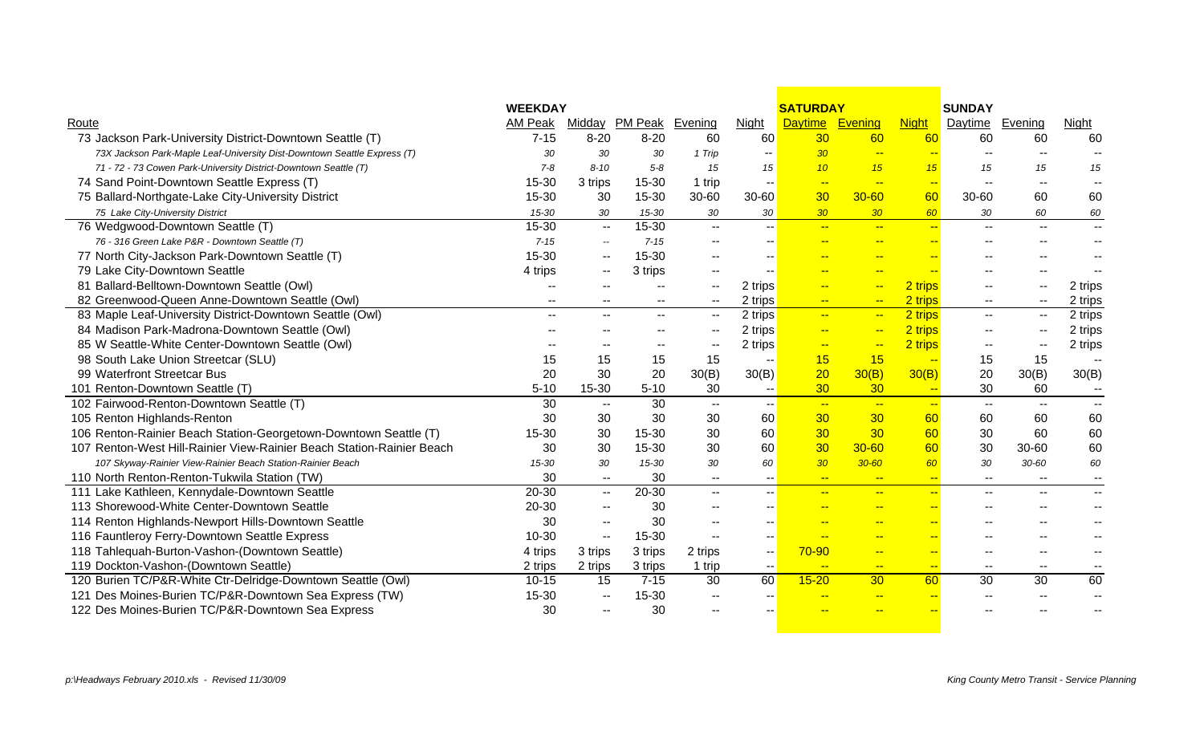| Route | WEEKDAY | | | | | SATURDAY | | | SUNDAY | | |
|---|---|---|---|---|---|---|---|---|---|---|---|
| | AM Peak | Midday | PM Peak | Evening | Night | Daytime | Evening | Night | Daytime | Evening | Night |
| 73 Jackson Park-University District-Downtown Seattle (T) | 7-15 | 8-20 | 8-20 | 60 | 60 | 30 | 60 | 60 | 60 | 60 | 60 |
| *73X Jackson Park-Maple Leaf-University Dist-Downtown Seattle Express (T)* | *30* | *30* | *30* | *1 Trip* | -- | *30* | -- | -- | -- | -- | -- |
| *71 - 72 - 73 Cowen Park-University District-Downtown Seattle (T)* | *7-8* | *8-10* | *5-8* | *15* | *15* | *10* | *15* | *15* | *15* | *15* | *15* |
| 74 Sand Point-Downtown Seattle Express (T) | 15-30 | 3 trips | 15-30 | 1 trip | -- | -- | -- | -- | -- | -- | -- |
| 75 Ballard-Northgate-Lake City-University District | 15-30 | 30 | 15-30 | 30-60 | 30-60 | 30 | 30-60 | 60 | 30-60 | 60 | 60 |
| *75 Lake City-University District* | *15-30* | *30* | *15-30* | *30* | *30* | *30* | *30* | *60* | *30* | *60* | *60* |
| 76 Wedgwood-Downtown Seattle (T) | 15-30 | -- | 15-30 | -- | -- | -- | -- | -- | -- | -- | -- |
| *76 - 316 Green Lake P&R - Downtown Seattle (T)* | *7-15* | -- | *7-15* | -- | -- | -- | -- | -- | -- | -- | -- |
| 77 North City-Jackson Park-Downtown Seattle (T) | 15-30 | -- | 15-30 | -- | -- | -- | -- | -- | -- | -- | -- |
| 79 Lake City-Downtown Seattle | 4 trips | -- | 3 trips | -- | -- | -- | -- | -- | -- | -- | -- |
| 81 Ballard-Belltown-Downtown Seattle (Owl) | -- | -- | -- | -- | 2 trips | -- | -- | 2 trips | -- | -- | 2 trips |
| 82 Greenwood-Queen Anne-Downtown Seattle (Owl) | -- | -- | -- | -- | 2 trips | -- | -- | 2 trips | -- | -- | 2 trips |
| 83 Maple Leaf-University District-Downtown Seattle (Owl) | -- | -- | -- | -- | 2 trips | -- | -- | 2 trips | -- | -- | 2 trips |
| 84 Madison Park-Madrona-Downtown Seattle (Owl) | -- | -- | -- | -- | 2 trips | -- | -- | 2 trips | -- | -- | 2 trips |
| 85 W Seattle-White Center-Downtown Seattle (Owl) | -- | -- | -- | -- | 2 trips | -- | -- | 2 trips | -- | -- | 2 trips |
| 98 South Lake Union Streetcar (SLU) | 15 | 15 | 15 | 15 | -- | 15 | 15 | -- | 15 | 15 | -- |
| 99 Waterfront Streetcar Bus | 20 | 30 | 20 | 30(B) | 30(B) | 20 | 30(B) | 30(B) | 20 | 30(B) | 30(B) |
| 101 Renton-Downtown Seattle (T) | 5-10 | 15-30 | 5-10 | 30 | -- | 30 | 30 | -- | 30 | 60 | -- |
| 102 Fairwood-Renton-Downtown Seattle (T) | 30 | -- | 30 | -- | -- | -- | -- | -- | -- | -- | -- |
| 105 Renton Highlands-Renton | 30 | 30 | 30 | 30 | 60 | 30 | 30 | 60 | 60 | 60 | 60 |
| 106 Renton-Rainier Beach Station-Georgetown-Downtown Seattle (T) | 15-30 | 30 | 15-30 | 30 | 60 | 30 | 30 | 60 | 30 | 60 | 60 |
| 107 Renton-West Hill-Rainier View-Rainier Beach Station-Rainier Beach | 30 | 30 | 15-30 | 30 | 60 | 30 | 30-60 | 60 | 30 | 30-60 | 60 |
| *107 Skyway-Rainier View-Rainier Beach Station-Rainier Beach* | *15-30* | *30* | *15-30* | *30* | *60* | *30* | *30-60* | *60* | *30* | *30-60* | *60* |
| 110 North Renton-Renton-Tukwila Station (TW) | 30 | -- | 30 | -- | -- | -- | -- | -- | -- | -- | -- |
| 111 Lake Kathleen, Kennydale-Downtown Seattle | 20-30 | -- | 20-30 | -- | -- | -- | -- | -- | -- | -- | -- |
| 113 Shorewood-White Center-Downtown Seattle | 20-30 | -- | 30 | -- | -- | -- | -- | -- | -- | -- | -- |
| 114 Renton Highlands-Newport Hills-Downtown Seattle | 30 | -- | 30 | -- | -- | -- | -- | -- | -- | -- | -- |
| 116 Fauntleroy Ferry-Downtown Seattle Express | 10-30 | -- | 15-30 | -- | -- | -- | -- | -- | -- | -- | -- |
| 118 Tahlequah-Burton-Vashon-(Downtown Seattle) | 4 trips | 3 trips | 3 trips | 2 trips | -- | 70-90 | -- | -- | -- | -- | -- |
| 119 Dockton-Vashon-(Downtown Seattle) | 2 trips | 2 trips | 3 trips | 1 trip | -- | -- | -- | -- | -- | -- | -- |
| 120 Burien TC/P&R-White Ctr-Delridge-Downtown Seattle (Owl) | 10-15 | 15 | 7-15 | 30 | 60 | 15-20 | 30 | 60 | 30 | 30 | 60 |
| 121 Des Moines-Burien TC/P&R-Downtown Sea Express (TW) | 15-30 | -- | 15-30 | -- | -- | -- | -- | -- | -- | -- | -- |
| 122 Des Moines-Burien TC/P&R-Downtown Sea Express | 30 | -- | 30 | -- | -- | -- | -- | -- | -- | -- | -- |

*p:\Headways February 2010.xls - Revised 11/30/09*

*King County Metro Transit - Service Planning*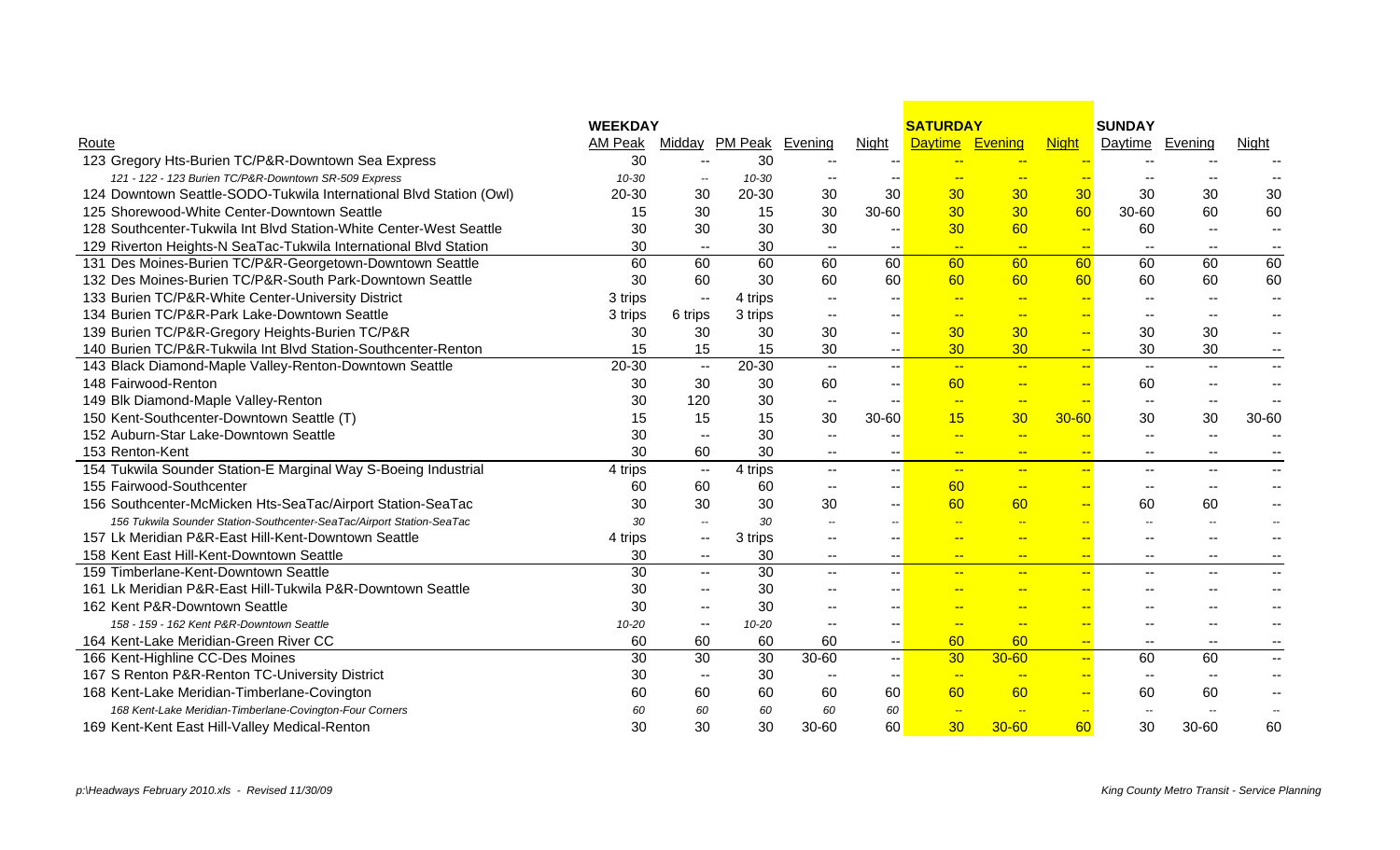| Route | WEEKDAY AM Peak | Midday | PM Peak | Evening | Night | SATURDAY Daytime | Evening | Night | SUNDAY Daytime | Evening | Night |
|---|---|---|---|---|---|---|---|---|---|---|---|
| 123 Gregory Hts-Burien TC/P&R-Downtown Sea Express | 30 | -- | 30 | -- | -- | -- | -- | -- | -- | -- | -- |
| *121 - 122 - 123 Burien TC/P&R-Downtown SR-509 Express* | *10-30* | *--* | *10-30* | *--* | *--* | *--* | *--* | *--* | *--* | *--* | *--* |
| 124 Downtown Seattle-SODO-Tukwila International Blvd Station (Owl) | 20-30 | 30 | 20-30 | 30 | 30 | 30 | 30 | 30 | 30 | 30 | 30 |
| 125 Shorewood-White Center-Downtown Seattle | 15 | 30 | 15 | 30 | 30-60 | 30 | 30 | 60 | 30-60 | 60 | 60 |
| 128 Southcenter-Tukwila Int Blvd Station-White Center-West Seattle | 30 | 30 | 30 | 30 | -- | 30 | 60 | -- | 60 | -- | -- |
| 129 Riverton Heights-N SeaTac-Tukwila International Blvd Station | 30 | -- | 30 | -- | -- | -- | -- | -- | -- | -- | -- |
| 131 Des Moines-Burien TC/P&R-Georgetown-Downtown Seattle | 60 | 60 | 60 | 60 | 60 | 60 | 60 | 60 | 60 | 60 | 60 |
| 132 Des Moines-Burien TC/P&R-South Park-Downtown Seattle | 30 | 60 | 30 | 60 | 60 | 60 | 60 | 60 | 60 | 60 | 60 |
| 133 Burien TC/P&R-White Center-University District | 3 trips | -- | 4 trips | -- | -- | -- | -- | -- | -- | -- | -- |
| 134 Burien TC/P&R-Park Lake-Downtown Seattle | 3 trips | 6 trips | 3 trips | -- | -- | -- | -- | -- | -- | -- | -- |
| 139 Burien TC/P&R-Gregory Heights-Burien TC/P&R | 30 | 30 | 30 | 30 | -- | 30 | 30 | -- | 30 | 30 | -- |
| 140 Burien TC/P&R-Tukwila Int Blvd Station-Southcenter-Renton | 15 | 15 | 15 | 30 | -- | 30 | 30 | -- | 30 | 30 | -- |
| 143 Black Diamond-Maple Valley-Renton-Downtown Seattle | 20-30 | -- | 20-30 | -- | -- | -- | -- | -- | -- | -- | -- |
| 148 Fairwood-Renton | 30 | 30 | 30 | 60 | -- | 60 | -- | -- | 60 | -- | -- |
| 149 Blk Diamond-Maple Valley-Renton | 30 | 120 | 30 | -- | -- | -- | -- | -- | -- | -- | -- |
| 150 Kent-Southcenter-Downtown Seattle (T) | 15 | 15 | 15 | 30 | 30-60 | 15 | 30 | 30-60 | 30 | 30 | 30-60 |
| 152 Auburn-Star Lake-Downtown Seattle | 30 | -- | 30 | -- | -- | -- | -- | -- | -- | -- | -- |
| 153 Renton-Kent | 30 | 60 | 30 | -- | -- | -- | -- | -- | -- | -- | -- |
| 154 Tukwila Sounder Station-E Marginal Way S-Boeing Industrial | 4 trips | -- | 4 trips | -- | -- | -- | -- | -- | -- | -- | -- |
| 155 Fairwood-Southcenter | 60 | 60 | 60 | -- | -- | 60 | -- | -- | -- | -- | -- |
| 156 Southcenter-McMicken Hts-SeaTac/Airport Station-SeaTac | 30 | 30 | 30 | 30 | -- | 60 | 60 | -- | 60 | 60 | -- |
| *156 Tukwila Sounder Station-Southcenter-SeaTac/Airport Station-SeaTac* | *30* | *--* | *30* | *--* | *--* | *--* | *--* | *--* | *--* | *--* | *--* |
| 157 Lk Meridian P&R-East Hill-Kent-Downtown Seattle | 4 trips | -- | 3 trips | -- | -- | -- | -- | -- | -- | -- | -- |
| 158 Kent East Hill-Kent-Downtown Seattle | 30 | -- | 30 | -- | -- | -- | -- | -- | -- | -- | -- |
| 159 Timberlane-Kent-Downtown Seattle | 30 | -- | 30 | -- | -- | -- | -- | -- | -- | -- | -- |
| 161 Lk Meridian P&R-East Hill-Tukwila P&R-Downtown Seattle | 30 | -- | 30 | -- | -- | -- | -- | -- | -- | -- | -- |
| 162 Kent P&R-Downtown Seattle | 30 | -- | 30 | -- | -- | -- | -- | -- | -- | -- | -- |
| *158 - 159 - 162 Kent P&R-Downtown Seattle* | *10-20* | *--* | *10-20* | *--* | *--* | *--* | *--* | *--* | *--* | *--* | *--* |
| 164 Kent-Lake Meridian-Green River CC | 60 | 60 | 60 | 60 | -- | 60 | 60 | -- | -- | -- | -- |
| 166 Kent-Highline CC-Des Moines | 30 | 30 | 30 | 30-60 | -- | 30 | 30-60 | -- | 60 | 60 | -- |
| 167 S Renton P&R-Renton TC-University District | 30 | -- | 30 | -- | -- | -- | -- | -- | -- | -- | -- |
| 168 Kent-Lake Meridian-Timberlane-Covington | 60 | 60 | 60 | 60 | 60 | 60 | 60 | -- | 60 | 60 | -- |
| *168 Kent-Lake Meridian-Timberlane-Covington-Four Corners* | *60* | *60* | *60* | *60* | *60* | *--* | *--* | *--* | *--* | *--* | *--* |
| 169 Kent-Kent East Hill-Valley Medical-Renton | 30 | 30 | 30 | 30-60 | 60 | 30 | 30-60 | 60 | 30 | 30-60 | 60 |

*p:\Headways February 2010.xls - Revised 11/30/09*

*King County Metro Transit - Service Planning*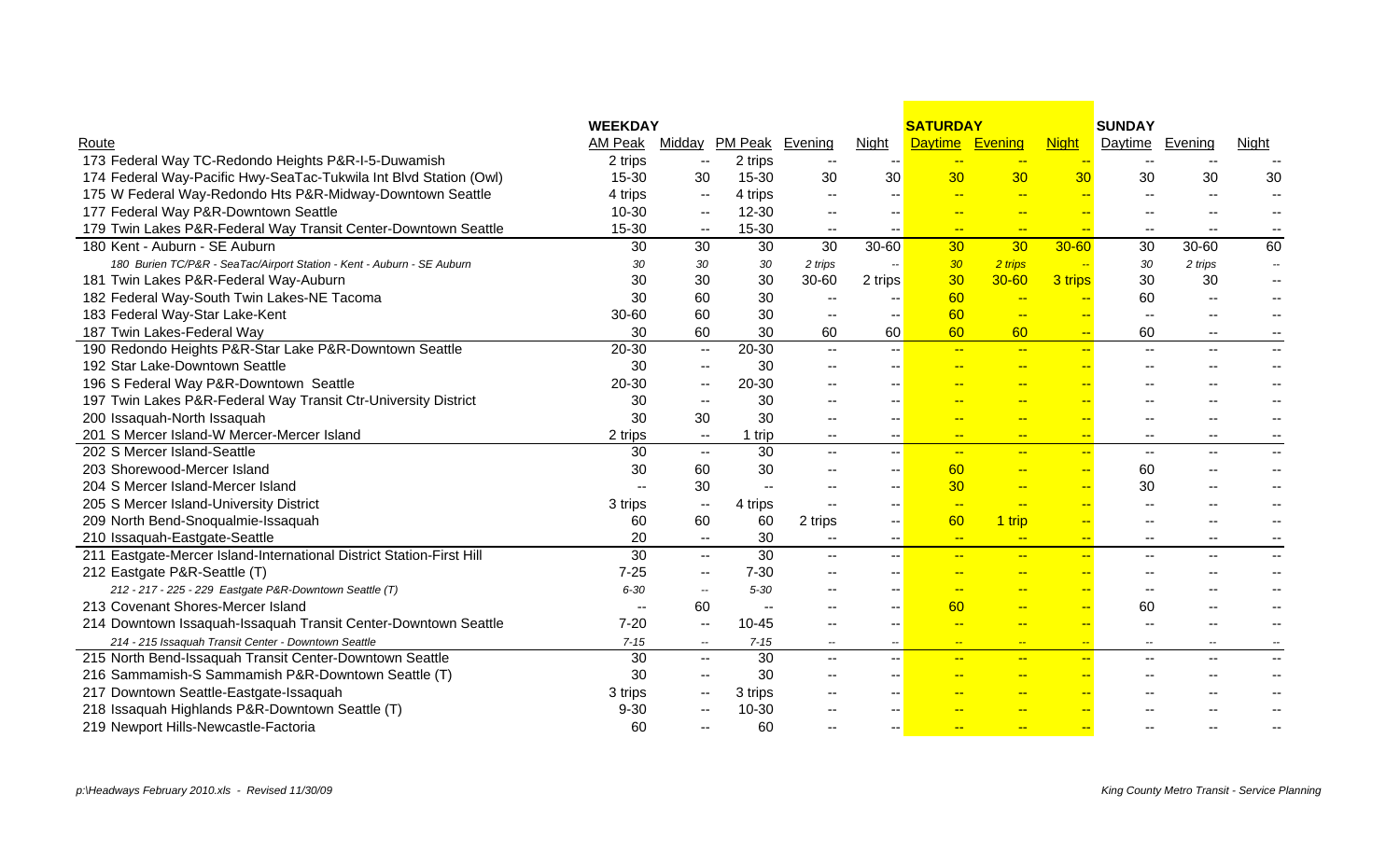| Route | WEEKDAY | | | | | SATURDAY | | | SUNDAY | | |
|---|---|---|---|---|---|---|---|---|---|---|---|
| | AM Peak | Midday | PM Peak | Evening | Night | Daytime | Evening | Night | Daytime | Evening | Night |
| 173 Federal Way TC-Redondo Heights P&R-I-5-Duwamish | 2 trips | -- | 2 trips | -- | -- | -- | -- | -- | -- | -- | -- |
| 174 Federal Way-Pacific Hwy-SeaTac-Tukwila Int Blvd Station (Owl) | 15-30 | 30 | 15-30 | 30 | 30 | 30 | 30 | 30 | 30 | 30 | 30 |
| 175 W Federal Way-Redondo Hts P&R-Midway-Downtown Seattle | 4 trips | -- | 4 trips | -- | -- | -- | -- | -- | -- | -- | -- |
| 177 Federal Way P&R-Downtown Seattle | 10-30 | -- | 12-30 | -- | -- | -- | -- | -- | -- | -- | -- |
| 179 Twin Lakes P&R-Federal Way Transit Center-Downtown Seattle | 15-30 | -- | 15-30 | -- | -- | -- | -- | -- | -- | -- | -- |
| 180 Kent - Auburn - SE Auburn | 30 | 30 | 30 | 30 | 30-60 | 30 | 30 | 30-60 | 30 | 30-60 | 60 |
| *180 Burien TC/P&R - SeaTac/Airport Station - Kent - Auburn - SE Auburn* | *30* | *30* | *30* | *2 trips* | -- | *30* | *2 trips* | -- | *30* | *2 trips* | -- |
| 181 Twin Lakes P&R-Federal Way-Auburn | 30 | 30 | 30 | 30-60 | 2 trips | 30 | 30-60 | 3 trips | 30 | 30 | -- |
| 182 Federal Way-South Twin Lakes-NE Tacoma | 30 | 60 | 30 | -- | -- | 60 | -- | -- | 60 | -- | -- |
| 183 Federal Way-Star Lake-Kent | 30-60 | 60 | 30 | -- | -- | 60 | -- | -- | -- | -- | -- |
| 187 Twin Lakes-Federal Way | 30 | 60 | 30 | 60 | 60 | 60 | 60 | -- | 60 | -- | -- |
| 190 Redondo Heights P&R-Star Lake P&R-Downtown Seattle | 20-30 | -- | 20-30 | -- | -- | -- | -- | -- | -- | -- | -- |
| 192 Star Lake-Downtown Seattle | 30 | -- | 30 | -- | -- | -- | -- | -- | -- | -- | -- |
| 196 S Federal Way P&R-Downtown Seattle | 20-30 | -- | 20-30 | -- | -- | -- | -- | -- | -- | -- | -- |
| 197 Twin Lakes P&R-Federal Way Transit Ctr-University District | 30 | -- | 30 | -- | -- | -- | -- | -- | -- | -- | -- |
| 200 Issaquah-North Issaquah | 30 | 30 | 30 | -- | -- | -- | -- | -- | -- | -- | -- |
| 201 S Mercer Island-W Mercer-Mercer Island | 2 trips | -- | 1 trip | -- | -- | -- | -- | -- | -- | -- | -- |
| 202 S Mercer Island-Seattle | 30 | -- | 30 | -- | -- | -- | -- | -- | -- | -- | -- |
| 203 Shorewood-Mercer Island | 30 | 60 | 30 | -- | -- | 60 | -- | -- | 60 | -- | -- |
| 204 S Mercer Island-Mercer Island | -- | 30 | -- | -- | -- | 30 | -- | -- | 30 | -- | -- |
| 205 S Mercer Island-University District | 3 trips | -- | 4 trips | -- | -- | -- | -- | -- | -- | -- | -- |
| 209 North Bend-Snoqualmie-Issaquah | 60 | 60 | 60 | 2 trips | -- | 60 | 1 trip | -- | -- | -- | -- |
| 210 Issaquah-Eastgate-Seattle | 20 | -- | 30 | -- | -- | -- | -- | -- | -- | -- | -- |
| 211 Eastgate-Mercer Island-International District Station-First Hill | 30 | -- | 30 | -- | -- | -- | -- | -- | -- | -- | -- |
| 212 Eastgate P&R-Seattle (T) | 7-25 | -- | 7-30 | -- | -- | -- | -- | -- | -- | -- | -- |
| *212 - 217 - 225 - 229 Eastgate P&R-Downtown Seattle (T)* | *6-30* | -- | *5-30* | -- | -- | -- | -- | -- | -- | -- | -- |
| 213 Covenant Shores-Mercer Island | -- | 60 | -- | -- | -- | 60 | -- | -- | 60 | -- | -- |
| 214 Downtown Issaquah-Issaquah Transit Center-Downtown Seattle | 7-20 | -- | 10-45 | -- | -- | -- | -- | -- | -- | -- | -- |
| *214 - 215 Issaquah Transit Center - Downtown Seattle* | *7-15* | -- | *7-15* | -- | -- | -- | -- | -- | -- | -- | -- |
| 215 North Bend-Issaquah Transit Center-Downtown Seattle | 30 | -- | 30 | -- | -- | -- | -- | -- | -- | -- | -- |
| 216 Sammamish-S Sammamish P&R-Downtown Seattle (T) | 30 | -- | 30 | -- | -- | -- | -- | -- | -- | -- | -- |
| 217 Downtown Seattle-Eastgate-Issaquah | 3 trips | -- | 3 trips | -- | -- | -- | -- | -- | -- | -- | -- |
| 218 Issaquah Highlands P&R-Downtown Seattle (T) | 9-30 | -- | 10-30 | -- | -- | -- | -- | -- | -- | -- | -- |
| 219 Newport Hills-Newcastle-Factoria | 60 | -- | 60 | -- | -- | -- | -- | -- | -- | -- | -- |

*p:\Headways February 2010.xls - Revised 11/30/09*

*King County Metro Transit - Service Planning*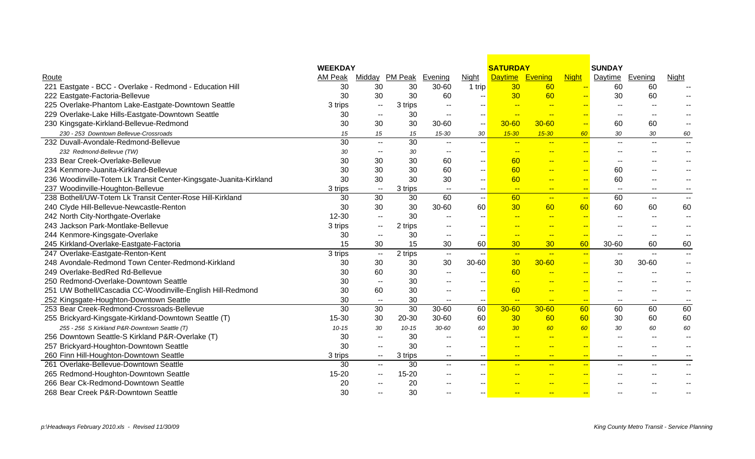| Route | WEEKDAY | | | | | SATURDAY | | | SUNDAY | | |
|---|---|---|---|---|---|---|---|---|---|---|---|
| | AM Peak | Midday | PM Peak | Evening | Night | Daytime | Evening | Night | Daytime | Evening | Night |
| 221 Eastgate - BCC - Overlake - Redmond - Education Hill | 30 | 30 | 30 | 30-60 | 1 trip | 30 | 60 | -- | 60 | 60 | -- |
| 222 Eastgate-Factoria-Bellevue | 30 | 30 | 30 | 60 | -- | 30 | 60 | -- | 30 | 60 | -- |
| 225 Overlake-Phantom Lake-Eastgate-Downtown Seattle | 3 trips | -- | 3 trips | -- | -- | -- | -- | -- | -- | -- | -- |
| 229 Overlake-Lake Hills-Eastgate-Downtown Seattle | 30 | -- | 30 | -- | -- | -- | -- | -- | -- | -- | -- |
| 230 Kingsgate-Kirkland-Bellevue-Redmond | 30 | 30 | 30 | 30-60 | -- | 30-60 | 30-60 | -- | 60 | 60 | -- |
| *230 - 253 Downtown Bellevue-Crossroads* | *15* | *15* | *15* | *15-30* | *30* | *15-30* | *15-30* | *60* | *30* | *30* | *60* |
| 232 Duvall-Avondale-Redmond-Bellevue | 30 | -- | 30 | -- | -- | -- | -- | -- | -- | -- | -- |
| *232 Redmond-Bellevue (TW)* | *30* | -- | *30* | -- | -- | -- | -- | -- | -- | -- | -- |
| 233 Bear Creek-Overlake-Bellevue | 30 | 30 | 30 | 60 | -- | 60 | -- | -- | -- | -- | -- |
| 234 Kenmore-Juanita-Kirkland-Bellevue | 30 | 30 | 30 | 60 | -- | 60 | -- | -- | 60 | -- | -- |
| 236 Woodinville-Totem Lk Transit Center-Kingsgate-Juanita-Kirkland | 30 | 30 | 30 | 30 | -- | 60 | -- | -- | 60 | -- | -- |
| 237 Woodinville-Houghton-Bellevue | 3 trips | -- | 3 trips | -- | -- | -- | -- | -- | -- | -- | -- |
| 238 Bothell/UW-Totem Lk Transit Center-Rose Hill-Kirkland | 30 | 30 | 30 | 60 | -- | 60 | -- | -- | 60 | -- | -- |
| 240 Clyde Hill-Bellevue-Newcastle-Renton | 30 | 30 | 30 | 30-60 | 60 | 30 | 60 | 60 | 60 | 60 | 60 |
| 242 North City-Northgate-Overlake | 12-30 | -- | 30 | -- | -- | -- | -- | -- | -- | -- | -- |
| 243 Jackson Park-Montlake-Bellevue | 3 trips | -- | 2 trips | -- | -- | -- | -- | -- | -- | -- | -- |
| 244 Kenmore-Kingsgate-Overlake | 30 | -- | 30 | -- | -- | -- | -- | -- | -- | -- | -- |
| 245 Kirkland-Overlake-Eastgate-Factoria | 15 | 30 | 15 | 30 | 60 | 30 | 30 | 60 | 30-60 | 60 | 60 |
| 247 Overlake-Eastgate-Renton-Kent | 3 trips | -- | 2 trips | -- | -- | -- | -- | -- | -- | -- | -- |
| 248 Avondale-Redmond Town Center-Redmond-Kirkland | 30 | 30 | 30 | 30 | 30-60 | 30 | 30-60 | -- | 30 | 30-60 | -- |
| 249 Overlake-BedRed Rd-Bellevue | 30 | 60 | 30 | -- | -- | 60 | -- | -- | -- | -- | -- |
| 250 Redmond-Overlake-Downtown Seattle | 30 | -- | 30 | -- | -- | -- | -- | -- | -- | -- | -- |
| 251 UW Bothell/Cascadia CC-Woodinville-English Hill-Redmond | 30 | 60 | 30 | -- | -- | 60 | -- | -- | -- | -- | -- |
| 252 Kingsgate-Houghton-Downtown Seattle | 30 | -- | 30 | -- | -- | -- | -- | -- | -- | -- | -- |
| 253 Bear Creek-Redmond-Crossroads-Bellevue | 30 | 30 | 30 | 30-60 | 60 | 30-60 | 30-60 | 60 | 60 | 60 | 60 |
| 255 Brickyard-Kingsgate-Kirkland-Downtown Seattle (T) | 15-30 | 30 | 20-30 | 30-60 | 60 | 30 | 60 | 60 | 30 | 60 | 60 |
| *255 - 256 S Kirkland P&R-Downtown Seattle (T)* | *10-15* | *30* | *10-15* | *30-60* | *60* | *30* | *60* | *60* | *30* | *60* | *60* |
| 256 Downtown Seattle-S Kirkland P&R-Overlake (T) | 30 | -- | 30 | -- | -- | -- | -- | -- | -- | -- | -- |
| 257 Brickyard-Houghton-Downtown Seattle | 30 | -- | 30 | -- | -- | -- | -- | -- | -- | -- | -- |
| 260 Finn Hill-Houghton-Downtown Seattle | 3 trips | -- | 3 trips | -- | -- | -- | -- | -- | -- | -- | -- |
| 261 Overlake-Bellevue-Downtown Seattle | 30 | -- | 30 | -- | -- | -- | -- | -- | -- | -- | -- |
| 265 Redmond-Houghton-Downtown Seattle | 15-20 | -- | 15-20 | -- | -- | -- | -- | -- | -- | -- | -- |
| 266 Bear Ck-Redmond-Downtown Seattle | 20 | -- | 20 | -- | -- | -- | -- | -- | -- | -- | -- |
| 268 Bear Creek P&R-Downtown Seattle | 30 | -- | 30 | -- | -- | -- | -- | -- | -- | -- | -- |

*p:\Headways February 2010.xls - Revised 11/30/09*

*King County Metro Transit - Service Planning*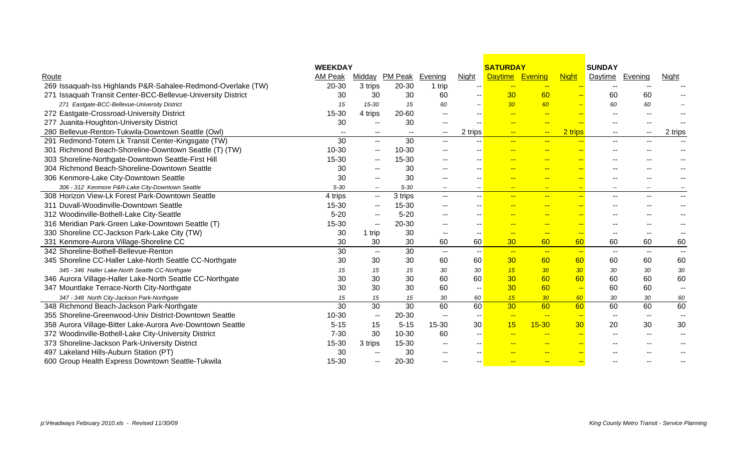| Route | WEEKDAY AM Peak | Midday | PM Peak | Evening | Night | SATURDAY Daytime | Evening | Night | SUNDAY Daytime | Evening | Night |
|---|---|---|---|---|---|---|---|---|---|---|---|
| 269 Issaquah-Iss Highlands P&R-Sahalee-Redmond-Overlake (TW) | 20-30 | 3 trips | 20-30 | 1 trip | -- | -- | -- | -- | -- | -- | -- |
| 271 Issaquah Transit Center-BCC-Bellevue-University District | 30 | 30 | 30 | 60 | -- | 30 | 60 | -- | 60 | 60 | -- |
| *271 Eastgate-BCC-Bellevue-University District* | *15* | *15-30* | *15* | *60* | *--* | *30* | *60* | *--* | *60* | *60* | *--* |
| 272 Eastgate-Crossroad-University District | 15-30 | 4 trips | 20-60 | -- | -- | -- | -- | -- | -- | -- | -- |
| 277 Juanita-Houghton-University District | 30 | -- | 30 | -- | -- | -- | -- | -- | -- | -- | -- |
| 280 Bellevue-Renton-Tukwila-Downtown Seattle (Owl) | -- | -- | -- | -- | 2 trips | -- | -- | 2 trips | -- | -- | 2 trips |
| 291 Redmond-Totem Lk Transit Center-Kingsgate (TW) | 30 | -- | 30 | -- | -- | -- | -- | -- | -- | -- | -- |
| 301 Richmond Beach-Shoreline-Downtown Seattle (T) (TW) | 10-30 | -- | 10-30 | -- | -- | -- | -- | -- | -- | -- | -- |
| 303 Shoreline-Northgate-Downtown Seattle-First Hill | 15-30 | -- | 15-30 | -- | -- | -- | -- | -- | -- | -- | -- |
| 304 Richmond Beach-Shoreline-Downtown Seattle | 30 | -- | 30 | -- | -- | -- | -- | -- | -- | -- | -- |
| 306 Kenmore-Lake City-Downtown Seattle | 30 | -- | 30 | -- | -- | -- | -- | -- | -- | -- | -- |
| *306 - 312 Kenmore P&R-Lake City-Downtown Seattle* | *5-30* | *--* | *5-30* | *--* | *--* | *--* | *--* | *--* | *--* | *--* | *--* |
| 308 Horizon View-Lk Forest Park-Downtown Seattle | 4 trips | -- | 3 trips | -- | -- | -- | -- | -- | -- | -- | -- |
| 311 Duvall-Woodinville-Downtown Seattle | 15-30 | -- | 15-30 | -- | -- | -- | -- | -- | -- | -- | -- |
| 312 Woodinville-Bothell-Lake City-Seattle | 5-20 | -- | 5-20 | -- | -- | -- | -- | -- | -- | -- | -- |
| 316 Meridian Park-Green Lake-Downtown Seattle (T) | 15-30 | -- | 20-30 | -- | -- | -- | -- | -- | -- | -- | -- |
| 330 Shoreline CC-Jackson Park-Lake City (TW) | 30 | 1 trip | 30 | -- | -- | -- | -- | -- | -- | -- | -- |
| 331 Kenmore-Aurora Village-Shoreline CC | 30 | 30 | 30 | 60 | 60 | 30 | 60 | 60 | 60 | 60 | 60 |
| 342 Shoreline-Bothell-Bellevue-Renton | 30 | -- | 30 | -- | -- | -- | -- | -- | -- | -- | -- |
| 345 Shoreline CC-Haller Lake-North Seattle CC-Northgate | 30 | 30 | 30 | 60 | 60 | 30 | 60 | 60 | 60 | 60 | 60 |
| *345 - 346 Haller Lake-North Seattle CC-Northgate* | *15* | *15* | *15* | *30* | *30* | *15* | *30* | *30* | *30* | *30* | *30* |
| 346 Aurora Village-Haller Lake-North Seattle CC-Northgate | 30 | 30 | 30 | 60 | 60 | 30 | 60 | 60 | 60 | 60 | 60 |
| 347 Mountlake Terrace-North City-Northgate | 30 | 30 | 30 | 60 | -- | 30 | 60 | -- | 60 | 60 | -- |
| *347 - 348 North City-Jackson Park-Northgate* | *15* | *15* | *15* | *30* | *60* | *15* | *30* | *60* | *30* | *30* | *60* |
| 348 Richmond Beach-Jackson Park-Northgate | 30 | 30 | 30 | 60 | 60 | 30 | 60 | 60 | 60 | 60 | 60 |
| 355 Shoreline-Greenwood-Univ District-Downtown Seattle | 10-30 | -- | 20-30 | -- | -- | -- | -- | -- | -- | -- | -- |
| 358 Aurora Village-Bitter Lake-Aurora Ave-Downtown Seattle | 5-15 | 15 | 5-15 | 15-30 | 30 | 15 | 15-30 | 30 | 20 | 30 | 30 |
| 372 Woodinville-Bothell-Lake City-University District | 7-30 | 30 | 10-30 | 60 | -- | -- | -- | -- | -- | -- | -- |
| 373 Shoreline-Jackson Park-University District | 15-30 | 3 trips | 15-30 | -- | -- | -- | -- | -- | -- | -- | -- |
| 497 Lakeland Hills-Auburn Station (PT) | 30 | -- | 30 | -- | -- | -- | -- | -- | -- | -- | -- |
| 600 Group Health Express Downtown Seattle-Tukwila | 15-30 | -- | 20-30 | -- | -- | -- | -- | -- | -- | -- | -- |

*p:\Headways February 2010.xls - Revised 11/30/09*

*King County Metro Transit - Service Planning*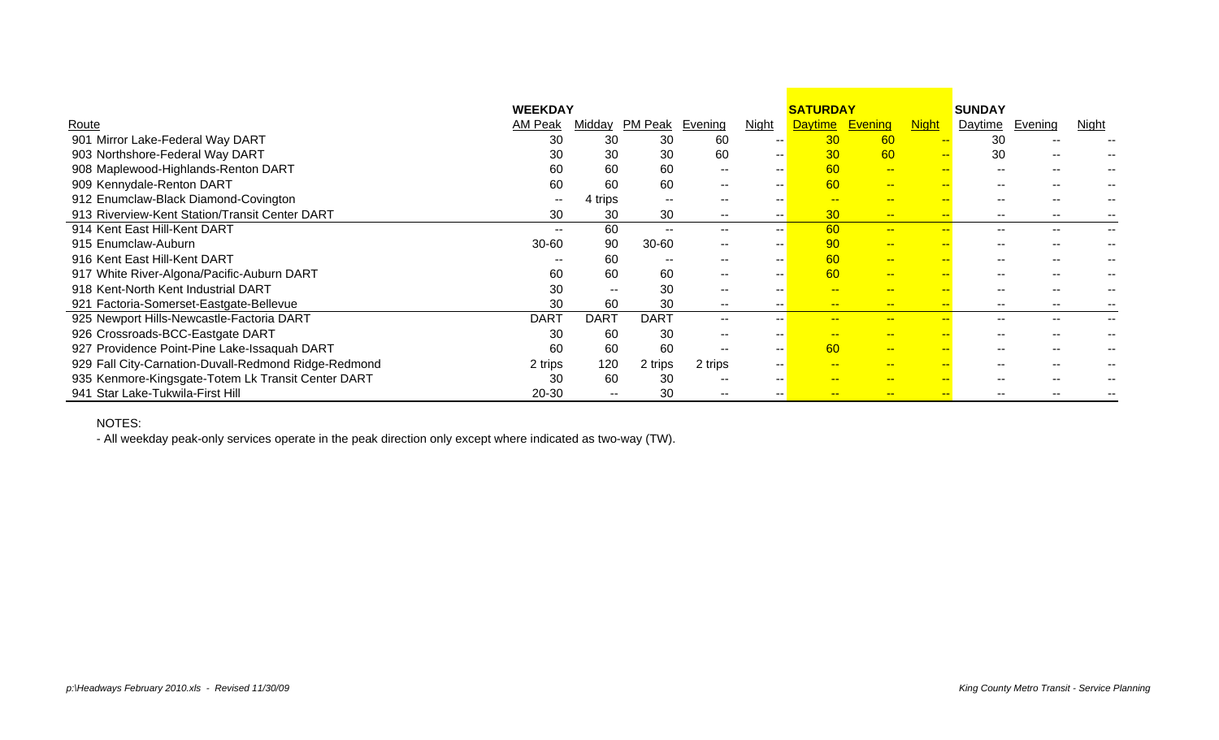| Route | WEEKDAY AM Peak | Midday | PM Peak | Evening | Night | SATURDAY Daytime | Evening | Night | SUNDAY Daytime | Evening | Night |
|---|---|---|---|---|---|---|---|---|---|---|---|
| 901 Mirror Lake-Federal Way DART | 30 | 30 | 30 | 60 | -- | 30 | 60 | -- | 30 | -- | -- |
| 903 Northshore-Federal Way DART | 30 | 30 | 30 | 60 | -- | 30 | 60 | -- | 30 | -- | -- |
| 908 Maplewood-Highlands-Renton DART | 60 | 60 | 60 | -- | -- | 60 | -- | -- | -- | -- | -- |
| 909 Kennydale-Renton DART | 60 | 60 | 60 | -- | -- | 60 | -- | -- | -- | -- | -- |
| 912 Enumclaw-Black Diamond-Covington | -- | 4 trips | -- | -- | -- | -- | -- | -- | -- | -- | -- |
| 913 Riverview-Kent Station/Transit Center DART | 30 | 30 | 30 | -- | -- | 30 | -- | -- | -- | -- | -- |
| 914 Kent East Hill-Kent DART | -- | 60 | -- | -- | -- | 60 | -- | -- | -- | -- | -- |
| 915 Enumclaw-Auburn | 30-60 | 90 | 30-60 | -- | -- | 90 | -- | -- | -- | -- | -- |
| 916 Kent East Hill-Kent DART | -- | 60 | -- | -- | -- | 60 | -- | -- | -- | -- | -- |
| 917 White River-Algona/Pacific-Auburn DART | 60 | 60 | 60 | -- | -- | 60 | -- | -- | -- | -- | -- |
| 918 Kent-North Kent Industrial DART | 30 | -- | 30 | -- | -- | -- | -- | -- | -- | -- | -- |
| 921 Factoria-Somerset-Eastgate-Bellevue | 30 | 60 | 30 | -- | -- | -- | -- | -- | -- | -- | -- |
| 925 Newport Hills-Newcastle-Factoria DART | DART | DART | DART | -- | -- | -- | -- | -- | -- | -- | -- |
| 926 Crossroads-BCC-Eastgate DART | 30 | 60 | 30 | -- | -- | -- | -- | -- | -- | -- | -- |
| 927 Providence Point-Pine Lake-Issaquah DART | 60 | 60 | 60 | -- | -- | 60 | -- | -- | -- | -- | -- |
| 929 Fall City-Carnation-Duvall-Redmond Ridge-Redmond | 2 trips | 120 | 2 trips | 2 trips | -- | -- | -- | -- | -- | -- | -- |
| 935 Kenmore-Kingsgate-Totem Lk Transit Center DART | 30 | 60 | 30 | -- | -- | -- | -- | -- | -- | -- | -- |
| 941 Star Lake-Tukwila-First Hill | 20-30 | -- | 30 | -- | -- | -- | -- | -- | -- | -- | -- |

NOTES:

- All weekday peak-only services operate in the peak direction only except where indicated as two-way (TW).

*p:\Headways February 2010.xls - Revised 11/30/09*

*King County Metro Transit - Service Planning*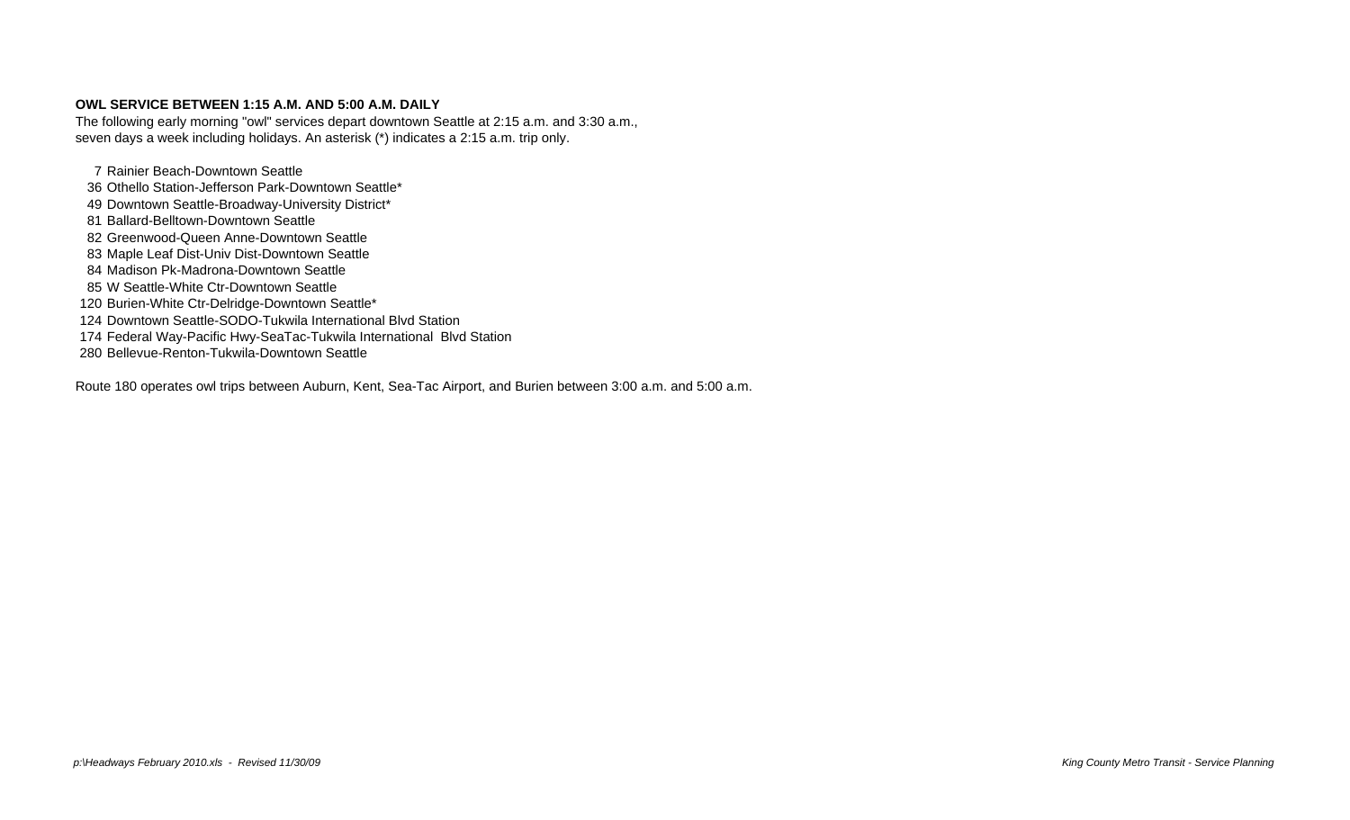**OWL SERVICE BETWEEN 1:15 A.M. AND 5:00 A.M. DAILY**

The following early morning "owl" services depart downtown Seattle at 2:15 a.m. and 3:30 a.m., seven days a week including holidays. An asterisk (*) indicates a 2:15 a.m. trip only.

- 7 Rainier Beach-Downtown Seattle
- 36 Othello Station-Jefferson Park-Downtown Seattle*
- 49 Downtown Seattle-Broadway-University District*
- 81 Ballard-Belltown-Downtown Seattle
- 82 Greenwood-Queen Anne-Downtown Seattle
- 83 Maple Leaf Dist-Univ Dist-Downtown Seattle
- 84 Madison Pk-Madrona-Downtown Seattle
- 85 W Seattle-White Ctr-Downtown Seattle
- 120 Burien-White Ctr-Delridge-Downtown Seattle*
- 124 Downtown Seattle-SODO-Tukwila International Blvd Station
- 174 Federal Way-Pacific Hwy-SeaTac-Tukwila International Blvd Station
- 280 Bellevue-Renton-Tukwila-Downtown Seattle

Route 180 operates owl trips between Auburn, Kent, Sea-Tac Airport, and Burien between 3:00 a.m. and 5:00 a.m.

*p:\Headways February 2010.xls - Revised 11/30/09*

*King County Metro Transit - Service Planning*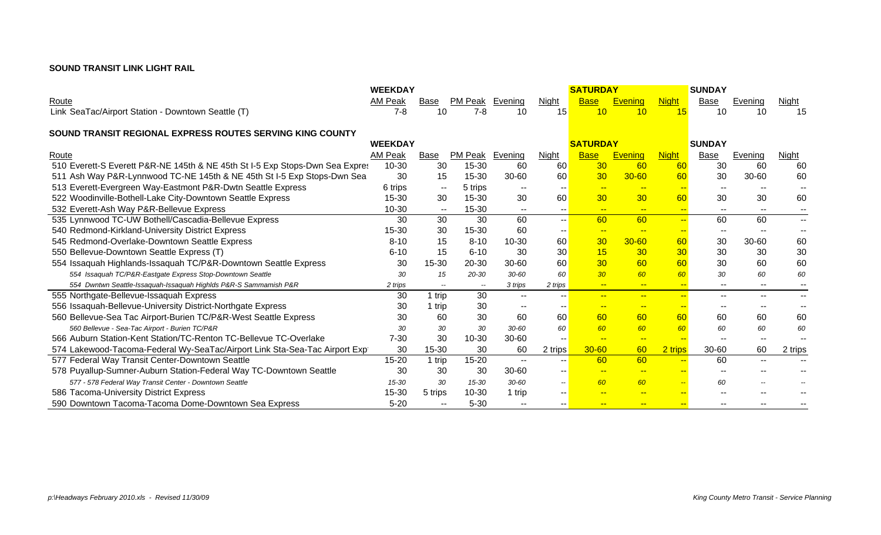**SOUND TRANSIT LINK LIGHT RAIL**

| | WEEKDAY | | | | | SATURDAY | | | SUNDAY | | |
|---|---|---|---|---|---|---|---|---|---|---|---|
| Route | AM Peak | Base | PM Peak | Evening | Night | Base | Evening | Night | Base | Evening | Night |
| Link SeaTac/Airport Station - Downtown Seattle (T) | 7-8 | 10 | 7-8 | 10 | 15 | 10 | 10 | 15 | 10 | 10 | 15 |

**SOUND TRANSIT REGIONAL EXPRESS ROUTES SERVING KING COUNTY**

| | WEEKDAY | | | | | SATURDAY | | | SUNDAY | | |
|---|---|---|---|---|---|---|---|---|---|---|---|
| Route | AM Peak | Base | PM Peak | Evening | Night | Base | Evening | Night | Base | Evening | Night |
| 510 Everett-S Everett P&R-NE 145th & NE 45th St I-5 Exp Stops-Dwn Sea Expres | 10-30 | 30 | 15-30 | 60 | 60 | 30 | 60 | 60 | 30 | 60 | 60 |
| 511 Ash Way P&R-Lynnwood TC-NE 145th & NE 45th St I-5 Exp Stops-Dwn Sea | 30 | 15 | 15-30 | 30-60 | 60 | 30 | 30-60 | 60 | 30 | 30-60 | 60 |
| 513 Everett-Evergreen Way-Eastmont P&R-Dwtn Seattle Express | 6 trips | -- | 5 trips | -- | -- | -- | -- | -- | -- | -- | -- |
| 522 Woodinville-Bothell-Lake City-Downtown Seattle Express | 15-30 | 30 | 15-30 | 30 | 60 | 30 | 30 | 60 | 30 | 30 | 60 |
| 532 Everett-Ash Way P&R-Bellevue Express | 10-30 | -- | 15-30 | -- | -- | -- | -- | -- | -- | -- | -- |
| 535 Lynnwood TC-UW Bothell/Cascadia-Bellevue Express | 30 | 30 | 30 | 60 | -- | 60 | 60 | -- | 60 | 60 | -- |
| 540 Redmond-Kirkland-University District Express | 15-30 | 30 | 15-30 | 60 | -- | -- | -- | -- | -- | -- | -- |
| 545 Redmond-Overlake-Downtown Seattle Express | 8-10 | 15 | 8-10 | 10-30 | 60 | 30 | 30-60 | 60 | 30 | 30-60 | 60 |
| 550 Bellevue-Downtown Seattle Express (T) | 6-10 | 15 | 6-10 | 30 | 30 | 15 | 30 | 30 | 30 | 30 | 30 |
| 554 Issaquah Highlands-Issaquah TC/P&R-Downtown Seattle Express | 30 | 15-30 | 20-30 | 30-60 | 60 | 30 | 60 | 60 | 30 | 60 | 60 |
| *554 Issaquah TC/P&R-Eastgate Express Stop-Downtown Seattle* | *30* | *15* | *20-30* | *30-60* | *60* | *30* | *60* | *60* | *30* | *60* | *60* |
| *554 Dwntwn Seattle-Issaquah-Issaquah Highlds P&R-S Sammamish P&R* | *2 trips* | *--* | *--* | *3 trips* | *2 trips* | *--* | *--* | *--* | *--* | *--* | *--* |
| 555 Northgate-Bellevue-Issaquah Express | 30 | 1 trip | 30 | -- | -- | -- | -- | -- | -- | -- | -- |
| 556 Issaquah-Bellevue-University District-Northgate Express | 30 | 1 trip | 30 | -- | -- | -- | -- | -- | -- | -- | -- |
| 560 Bellevue-Sea Tac Airport-Burien TC/P&R-West Seattle Express | 30 | 60 | 30 | 60 | 60 | 60 | 60 | 60 | 60 | 60 | 60 |
| *560 Bellevue - Sea-Tac Airport - Burien TC/P&R* | *30* | *30* | *30* | *30-60* | *60* | *60* | *60* | *60* | *60* | *60* | *60* |
| 566 Auburn Station-Kent Station/TC-Renton TC-Bellevue TC-Overlake | 7-30 | 30 | 10-30 | 30-60 | -- | -- | -- | -- | -- | -- | -- |
| 574 Lakewood-Tacoma-Federal Wy-SeaTac/Airport Link Sta-Sea-Tac Airport Exp | 30 | 15-30 | 30 | 60 | 2 trips | 30-60 | 60 | 2 trips | 30-60 | 60 | 2 trips |
| 577 Federal Way Transit Center-Downtown Seattle | 15-20 | 1 trip | 15-20 | -- | -- | 60 | 60 | -- | 60 | -- | -- |
| 578 Puyallup-Sumner-Auburn Station-Federal Way TC-Downtown Seattle | 30 | 30 | 30 | 30-60 | -- | -- | -- | -- | -- | -- | -- |
| *577 - 578 Federal Way Transit Center - Downtown Seattle* | *15-30* | *30* | *15-30* | *30-60* | *--* | *60* | *60* | *--* | *60* | *--* | *--* |
| 586 Tacoma-University District Express | 15-30 | 5 trips | 10-30 | 1 trip | -- | -- | -- | -- | -- | -- | -- |
| 590 Downtown Tacoma-Tacoma Dome-Downtown Sea Express | 5-20 | -- | 5-30 | -- | -- | -- | -- | -- | -- | -- | -- |

*p:\Headways February 2010.xls - Revised 11/30/09*

*King County Metro Transit - Service Planning*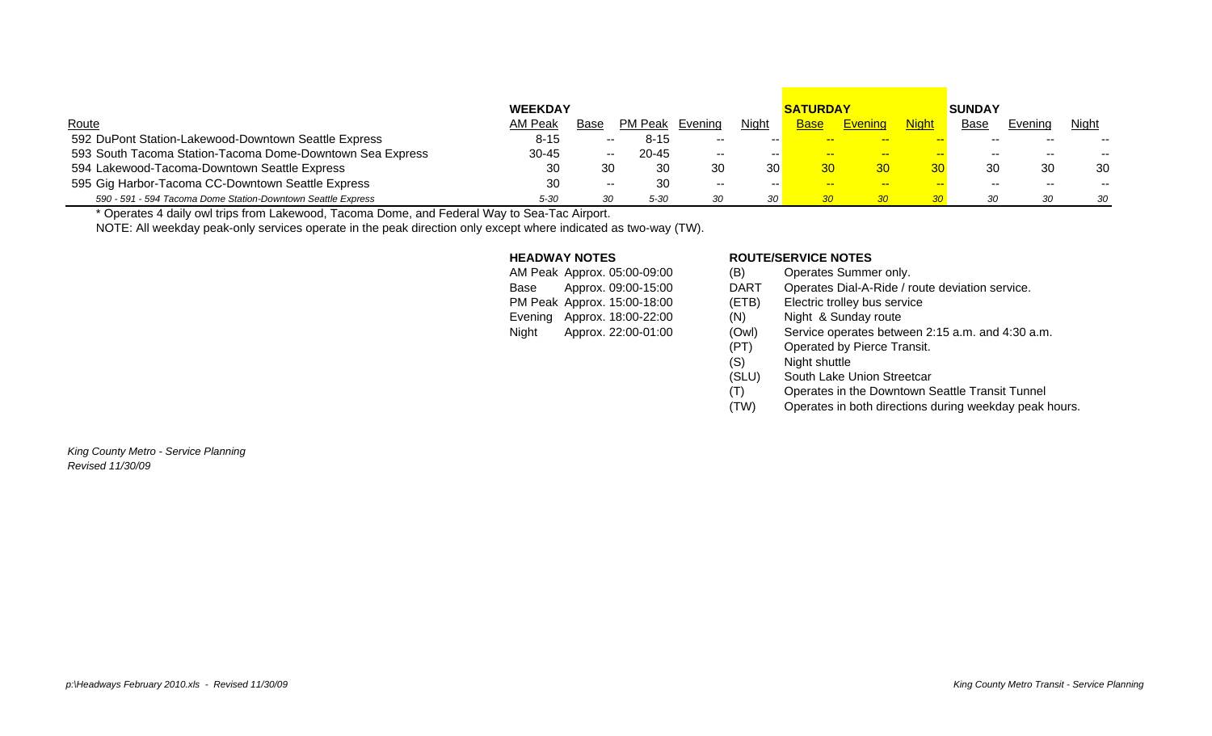| Route | WEEKDAY AM Peak | Base | PM Peak | Evening | Night | SATURDAY Base | Evening | Night | SUNDAY Base | Evening | Night |
|---|---|---|---|---|---|---|---|---|---|---|---|
| 592 DuPont Station-Lakewood-Downtown Seattle Express | 8-15 | -- | 8-15 | -- | -- | -- | -- | -- | -- | -- | -- |
| 593 South Tacoma Station-Tacoma Dome-Downtown Sea Express | 30-45 | -- | 20-45 | -- | -- | -- | -- | -- | -- | -- | -- |
| 594 Lakewood-Tacoma-Downtown Seattle Express | 30 | 30 | 30 | 30 | 30 | 30 | 30 | 30 | 30 | 30 | 30 |
| 595 Gig Harbor-Tacoma CC-Downtown Seattle Express | 30 | -- | 30 | -- | -- | -- | -- | -- | -- | -- | -- |
| *590 - 591 - 594 Tacoma Dome Station-Downtown Seattle Express* | *5-30* | *30* | *5-30* | *30* | *30* | *30* | *30* | *30* | *30* | *30* | *30* |

\* Operates 4 daily owl trips from Lakewood, Tacoma Dome, and Federal Way to Sea-Tac Airport.

NOTE: All weekday peak-only services operate in the peak direction only except where indicated as two-way (TW).

**HEADWAY NOTES**

| | |
|---|---|
| AM Peak | Approx. 05:00-09:00 |
| Base | Approx. 09:00-15:00 |
| PM Peak | Approx. 15:00-18:00 |
| Evening | Approx. 18:00-22:00 |
| Night | Approx. 22:00-01:00 |

**ROUTE/SERVICE NOTES**

| | |
|---|---|
| (B) | Operates Summer only. |
| DART | Operates Dial-A-Ride / route deviation service. |
| (ETB) | Electric trolley bus service |
| (N) | Night & Sunday route |
| (Owl) | Service operates between 2:15 a.m. and 4:30 a.m. |
| (PT) | Operated by Pierce Transit. |
| (S) | Night shuttle |
| (SLU) | South Lake Union Streetcar |
| (T) | Operates in the Downtown Seattle Transit Tunnel |
| (TW) | Operates in both directions during weekday peak hours. |

*King County Metro - Service Planning*
*Revised 11/30/09*